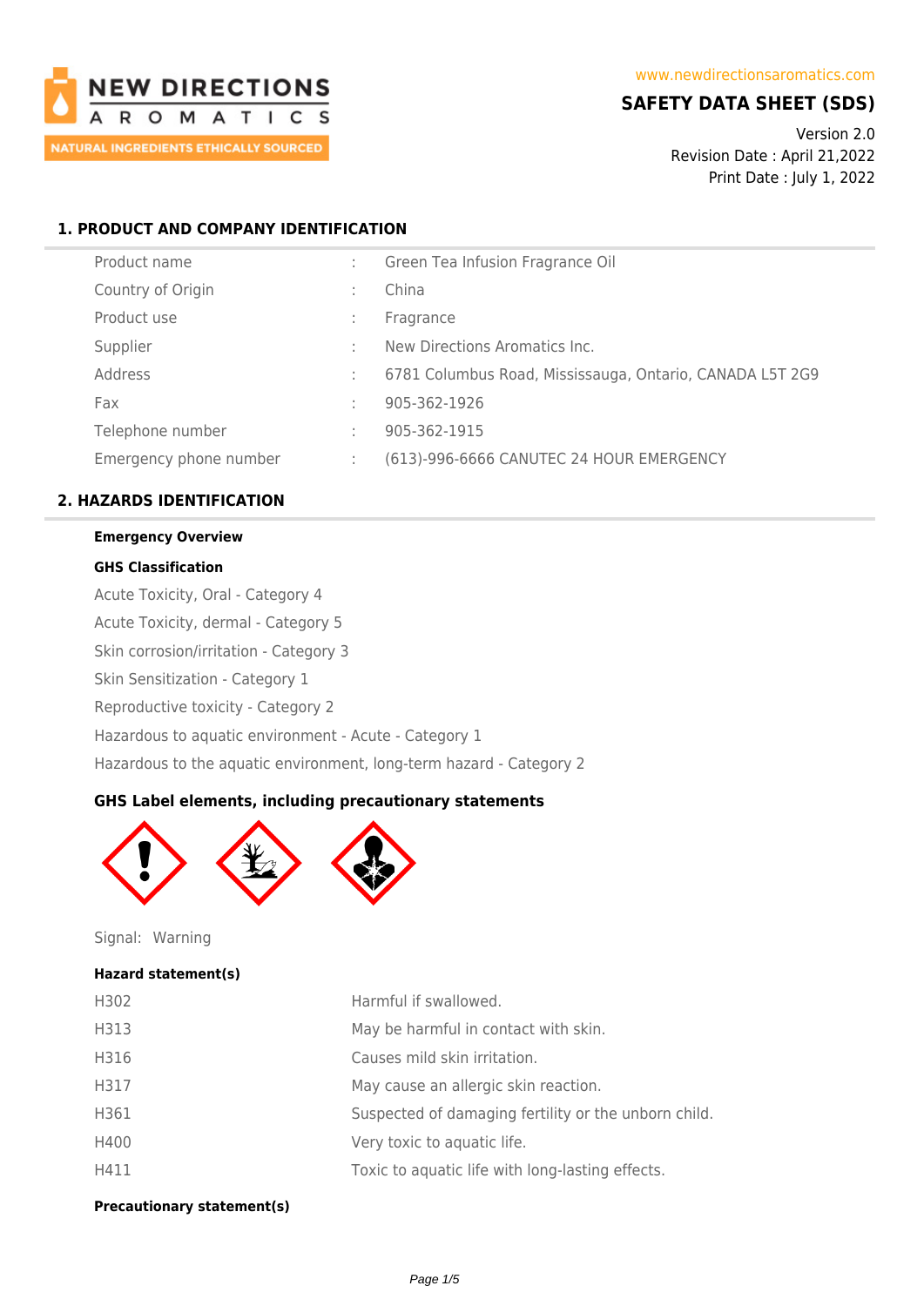NEW DIRECTIONS AROMATICS
NATURAL INGREDIENTS ETHICALLY SOURCED

www.newdirectionsaromatics.com

# SAFETY DATA SHEET (SDS)

Version 2.0
Revision Date : April 21,2022
Print Date : July 1, 2022

## 1. PRODUCT AND COMPANY IDENTIFICATION

| | | |
|---|---|---|
| Product name | : | Green Tea Infusion Fragrance Oil |
| Country of Origin | : | China |
| Product use | : | Fragrance |
| Supplier | : | New Directions Aromatics Inc. |
| Address | : | 6781 Columbus Road, Mississauga, Ontario, CANADA L5T 2G9 |
| Fax | : | 905-362-1926 |
| Telephone number | : | 905-362-1915 |
| Emergency phone number | : | (613)-996-6666 CANUTEC 24 HOUR EMERGENCY |

## 2. HAZARDS IDENTIFICATION

**Emergency Overview**

**GHS Classification**

Acute Toxicity, Oral - Category 4
Acute Toxicity, dermal - Category 5
Skin corrosion/irritation - Category 3
Skin Sensitization - Category 1
Reproductive toxicity - Category 2
Hazardous to aquatic environment - Acute - Category 1
Hazardous to the aquatic environment, long-term hazard - Category 2

### GHS Label elements, including precautionary statements

Signal: Warning

**Hazard statement(s)**

| | |
|---|---|
| H302 | Harmful if swallowed. |
| H313 | May be harmful in contact with skin. |
| H316 | Causes mild skin irritation. |
| H317 | May cause an allergic skin reaction. |
| H361 | Suspected of damaging fertility or the unborn child. |
| H400 | Very toxic to aquatic life. |
| H411 | Toxic to aquatic life with long-lasting effects. |

**Precautionary statement(s)**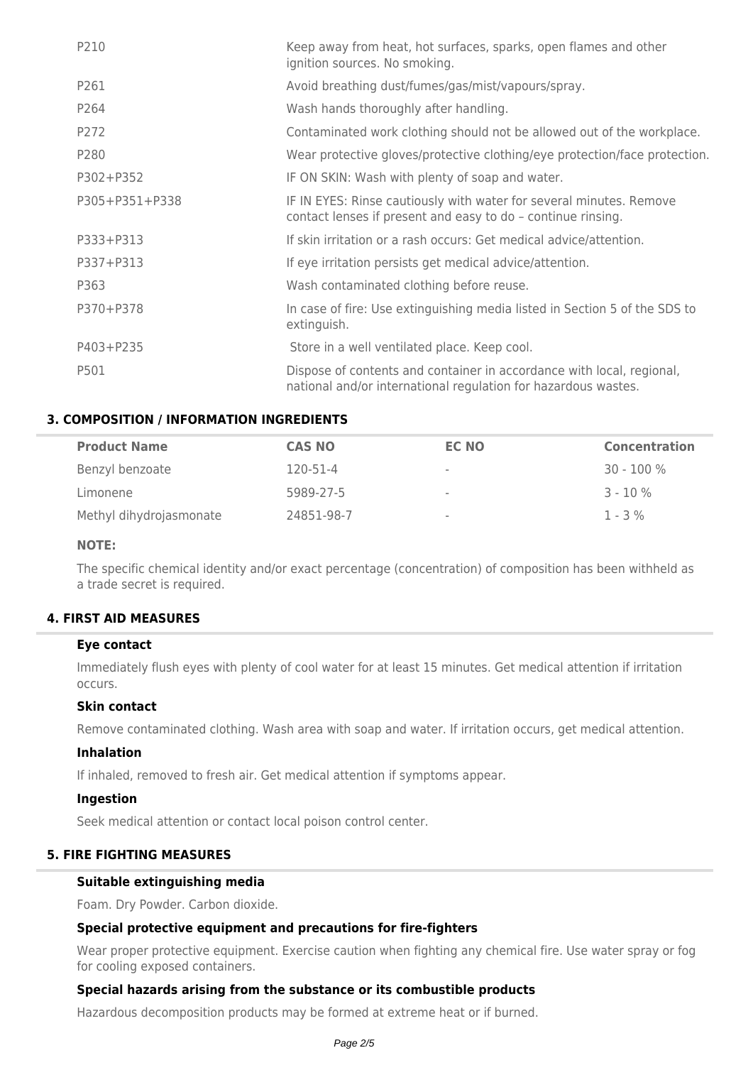| | |
|---|---|
| P210 | Keep away from heat, hot surfaces, sparks, open flames and other ignition sources. No smoking. |
| P261 | Avoid breathing dust/fumes/gas/mist/vapours/spray. |
| P264 | Wash hands thoroughly after handling. |
| P272 | Contaminated work clothing should not be allowed out of the workplace. |
| P280 | Wear protective gloves/protective clothing/eye protection/face protection. |
| P302+P352 | IF ON SKIN: Wash with plenty of soap and water. |
| P305+P351+P338 | IF IN EYES: Rinse cautiously with water for several minutes. Remove contact lenses if present and easy to do – continue rinsing. |
| P333+P313 | If skin irritation or a rash occurs: Get medical advice/attention. |
| P337+P313 | If eye irritation persists get medical advice/attention. |
| P363 | Wash contaminated clothing before reuse. |
| P370+P378 | In case of fire: Use extinguishing media listed in Section 5 of the SDS to extinguish. |
| P403+P235 | Store in a well ventilated place. Keep cool. |
| P501 | Dispose of contents and container in accordance with local, regional, national and/or international regulation for hazardous wastes. |

## 3. COMPOSITION / INFORMATION INGREDIENTS

| Product Name | CAS NO | EC NO | Concentration |
|---|---|---|---|
| Benzyl benzoate | 120-51-4 | - | 30 - 100 % |
| Limonene | 5989-27-5 | - | 3 - 10 % |
| Methyl dihydrojasmonate | 24851-98-7 | - | 1 - 3 % |

**NOTE:**

The specific chemical identity and/or exact percentage (concentration) of composition has been withheld as a trade secret is required.

## 4. FIRST AID MEASURES

### Eye contact

Immediately flush eyes with plenty of cool water for at least 15 minutes. Get medical attention if irritation occurs.

### Skin contact

Remove contaminated clothing. Wash area with soap and water. If irritation occurs, get medical attention.

### Inhalation

If inhaled, removed to fresh air. Get medical attention if symptoms appear.

### Ingestion

Seek medical attention or contact local poison control center.

## 5. FIRE FIGHTING MEASURES

### Suitable extinguishing media

Foam. Dry Powder. Carbon dioxide.

### Special protective equipment and precautions for fire-fighters

Wear proper protective equipment. Exercise caution when fighting any chemical fire. Use water spray or fog for cooling exposed containers.

### Special hazards arising from the substance or its combustible products

Hazardous decomposition products may be formed at extreme heat or if burned.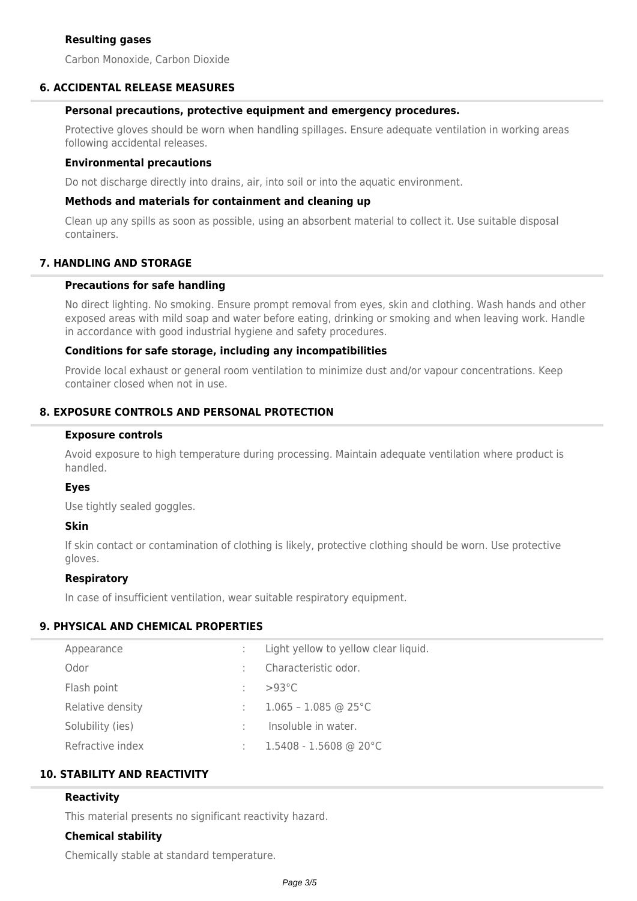### Resulting gases

Carbon Monoxide, Carbon Dioxide

## 6. ACCIDENTAL RELEASE MEASURES

### Personal precautions, protective equipment and emergency procedures.

Protective gloves should be worn when handling spillages. Ensure adequate ventilation in working areas following accidental releases.

### Environmental precautions

Do not discharge directly into drains, air, into soil or into the aquatic environment.

### Methods and materials for containment and cleaning up

Clean up any spills as soon as possible, using an absorbent material to collect it. Use suitable disposal containers.

## 7. HANDLING AND STORAGE

### Precautions for safe handling

No direct lighting. No smoking. Ensure prompt removal from eyes, skin and clothing. Wash hands and other exposed areas with mild soap and water before eating, drinking or smoking and when leaving work. Handle in accordance with good industrial hygiene and safety procedures.

### Conditions for safe storage, including any incompatibilities

Provide local exhaust or general room ventilation to minimize dust and/or vapour concentrations. Keep container closed when not in use.

## 8. EXPOSURE CONTROLS AND PERSONAL PROTECTION

### Exposure controls

Avoid exposure to high temperature during processing. Maintain adequate ventilation where product is handled.

### Eyes

Use tightly sealed goggles.

### Skin

If skin contact or contamination of clothing is likely, protective clothing should be worn. Use protective gloves.

### Respiratory

In case of insufficient ventilation, wear suitable respiratory equipment.

## 9. PHYSICAL AND CHEMICAL PROPERTIES

| Property | | Value |
|---|---|---|
| Appearance | : | Light yellow to yellow clear liquid. |
| Odor | : | Characteristic odor. |
| Flash point | : | >93°C |
| Relative density | : | 1.065 – 1.085 @ 25°C |
| Solubility (ies) | : | Insoluble in water. |
| Refractive index | : | 1.5408 - 1.5608 @ 20°C |

## 10. STABILITY AND REACTIVITY

### Reactivity

This material presents no significant reactivity hazard.

### Chemical stability

Chemically stable at standard temperature.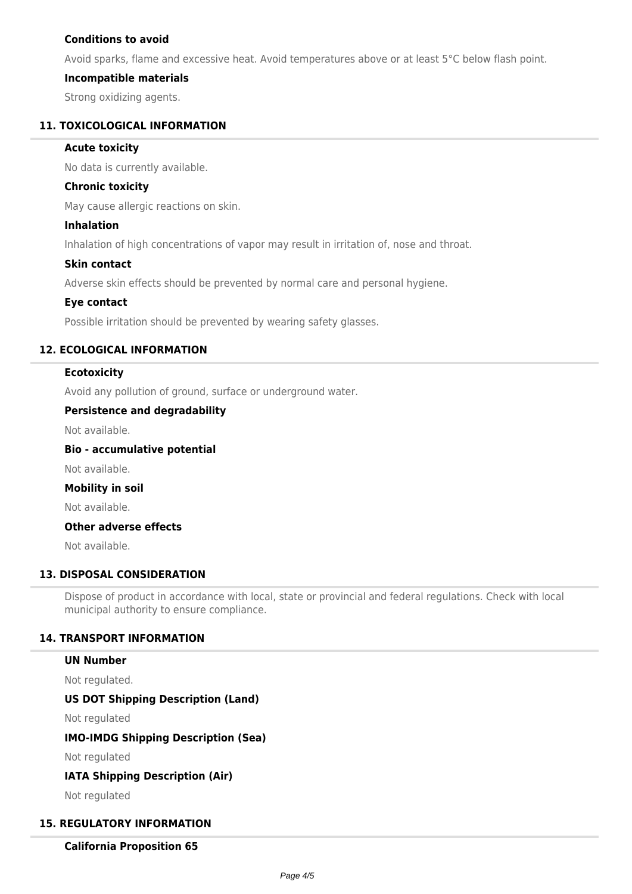#### Conditions to avoid

Avoid sparks, flame and excessive heat. Avoid temperatures above or at least 5°C below flash point.

#### Incompatible materials

Strong oxidizing agents.

## 11. TOXICOLOGICAL INFORMATION

#### Acute toxicity

No data is currently available.

#### Chronic toxicity

May cause allergic reactions on skin.

#### Inhalation

Inhalation of high concentrations of vapor may result in irritation of, nose and throat.

#### Skin contact

Adverse skin effects should be prevented by normal care and personal hygiene.

#### Eye contact

Possible irritation should be prevented by wearing safety glasses.

## 12. ECOLOGICAL INFORMATION

#### Ecotoxicity

Avoid any pollution of ground, surface or underground water.

#### Persistence and degradability

Not available.

#### Bio - accumulative potential

Not available.

#### Mobility in soil

Not available.

#### Other adverse effects

Not available.

## 13. DISPOSAL CONSIDERATION

Dispose of product in accordance with local, state or provincial and federal regulations. Check with local municipal authority to ensure compliance.

## 14. TRANSPORT INFORMATION

#### UN Number

Not regulated.

#### US DOT Shipping Description (Land)

Not regulated

#### IMO-IMDG Shipping Description (Sea)

Not regulated

#### IATA Shipping Description (Air)

Not regulated

## 15. REGULATORY INFORMATION

#### California Proposition 65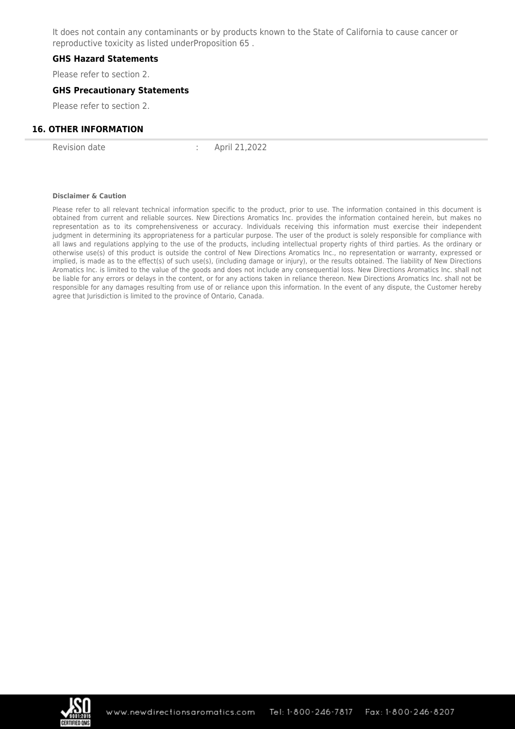It does not contain any contaminants or by products known to the State of California to cause cancer or reproductive toxicity as listed underProposition 65 .

### GHS Hazard Statements

Please refer to section 2.

### GHS Precautionary Statements

Please refer to section 2.

## 16. OTHER INFORMATION

| | | |
|---|---|---|
| Revision date | : | April 21,2022 |

**Disclaimer & Caution**

Please refer to all relevant technical information specific to the product, prior to use. The information contained in this document is obtained from current and reliable sources. New Directions Aromatics Inc. provides the information contained herein, but makes no representation as to its comprehensiveness or accuracy. Individuals receiving this information must exercise their independent judgment in determining its appropriateness for a particular purpose. The user of the product is solely responsible for compliance with all laws and regulations applying to the use of the products, including intellectual property rights of third parties. As the ordinary or otherwise use(s) of this product is outside the control of New Directions Aromatics Inc., no representation or warranty, expressed or implied, is made as to the effect(s) of such use(s), (including damage or injury), or the results obtained. The liability of New Directions Aromatics Inc. is limited to the value of the goods and does not include any consequential loss. New Directions Aromatics Inc. shall not be liable for any errors or delays in the content, or for any actions taken in reliance thereon. New Directions Aromatics Inc. shall not be responsible for any damages resulting from use of or reliance upon this information. In the event of any dispute, the Customer hereby agree that Jurisdiction is limited to the province of Ontario, Canada.